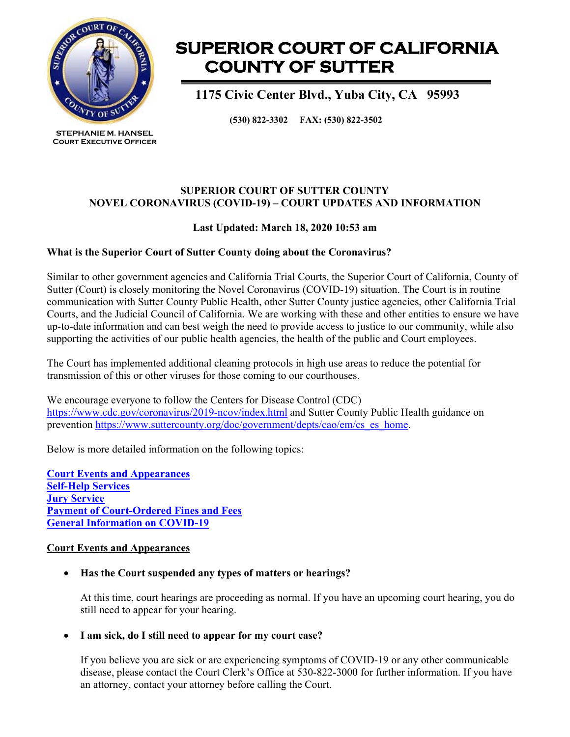# SUPERIOR COURT OF CALIFORNIA COUNTY OF SUTTER

**1175 Civic Center Blvd., Yuba City, CA 95993**

**(530) 822-3302 FAX: (530) 822-3502**

**STEPHANIE M. HANSEL**
**COURT EXECUTIVE OFFICER**

## SUPERIOR COURT OF SUTTER COUNTY
## NOVEL CORONAVIRUS (COVID-19) – COURT UPDATES AND INFORMATION

**Last Updated: March 18, 2020 10:53 am**

**What is the Superior Court of Sutter County doing about the Coronavirus?**

Similar to other government agencies and California Trial Courts, the Superior Court of California, County of Sutter (Court) is closely monitoring the Novel Coronavirus (COVID-19) situation. The Court is in routine communication with Sutter County Public Health, other Sutter County justice agencies, other California Trial Courts, and the Judicial Council of California. We are working with these and other entities to ensure we have up-to-date information and can best weigh the need to provide access to justice to our community, while also supporting the activities of our public health agencies, the health of the public and Court employees.

The Court has implemented additional cleaning protocols in high use areas to reduce the potential for transmission of this or other viruses for those coming to our courthouses.

We encourage everyone to follow the Centers for Disease Control (CDC) https://www.cdc.gov/coronavirus/2019-ncov/index.html and Sutter County Public Health guidance on prevention https://www.suttercounty.org/doc/government/depts/cao/em/cs_es_home.

Below is more detailed information on the following topics:

**Court Events and Appearances**
**Self-Help Services**
**Jury Service**
**Payment of Court-Ordered Fines and Fees**
**General Information on COVID-19**

### Court Events and Appearances

- **Has the Court suspended any types of matters or hearings?**

  At this time, court hearings are proceeding as normal. If you have an upcoming court hearing, you do still need to appear for your hearing.

- **I am sick, do I still need to appear for my court case?**

  If you believe you are sick or are experiencing symptoms of COVID-19 or any other communicable disease, please contact the Court Clerk's Office at 530-822-3000 for further information. If you have an attorney, contact your attorney before calling the Court.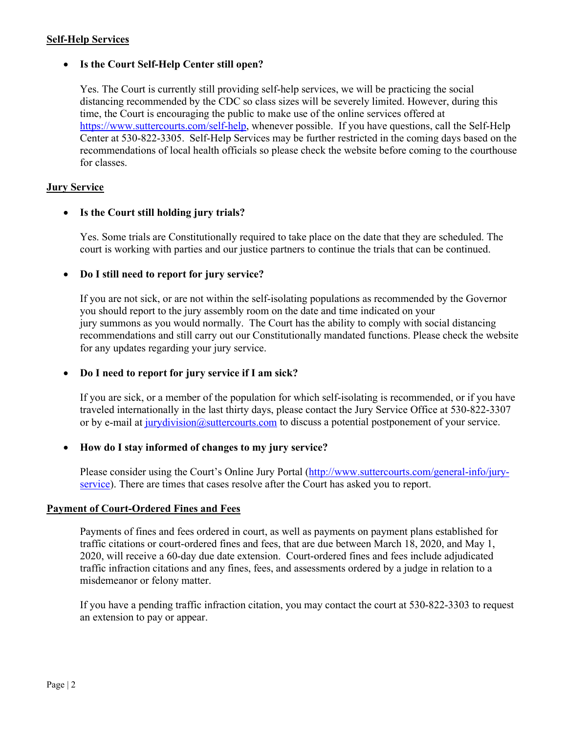## Self-Help Services

- **Is the Court Self-Help Center still open?**

  Yes. The Court is currently still providing self-help services, we will be practicing the social distancing recommended by the CDC so class sizes will be severely limited. However, during this time, the Court is encouraging the public to make use of the online services offered at https://www.suttercourts.com/self-help, whenever possible. If you have questions, call the Self-Help Center at 530-822-3305. Self-Help Services may be further restricted in the coming days based on the recommendations of local health officials so please check the website before coming to the courthouse for classes.

## Jury Service

- **Is the Court still holding jury trials?**

  Yes. Some trials are Constitutionally required to take place on the date that they are scheduled. The court is working with parties and our justice partners to continue the trials that can be continued.

- **Do I still need to report for jury service?**

  If you are not sick, or are not within the self-isolating populations as recommended by the Governor you should report to the jury assembly room on the date and time indicated on your jury summons as you would normally. The Court has the ability to comply with social distancing recommendations and still carry out our Constitutionally mandated functions. Please check the website for any updates regarding your jury service.

- **Do I need to report for jury service if I am sick?**

  If you are sick, or a member of the population for which self-isolating is recommended, or if you have traveled internationally in the last thirty days, please contact the Jury Service Office at 530-822-3307 or by e-mail at jurydivision@suttercourts.com to discuss a potential postponement of your service.

- **How do I stay informed of changes to my jury service?**

  Please consider using the Court's Online Jury Portal (http://www.suttercourts.com/general-info/jury-service). There are times that cases resolve after the Court has asked you to report.

## Payment of Court-Ordered Fines and Fees

Payments of fines and fees ordered in court, as well as payments on payment plans established for traffic citations or court-ordered fines and fees, that are due between March 18, 2020, and May 1, 2020, will receive a 60-day due date extension. Court-ordered fines and fees include adjudicated traffic infraction citations and any fines, fees, and assessments ordered by a judge in relation to a misdemeanor or felony matter.

If you have a pending traffic infraction citation, you may contact the court at 530-822-3303 to request an extension to pay or appear.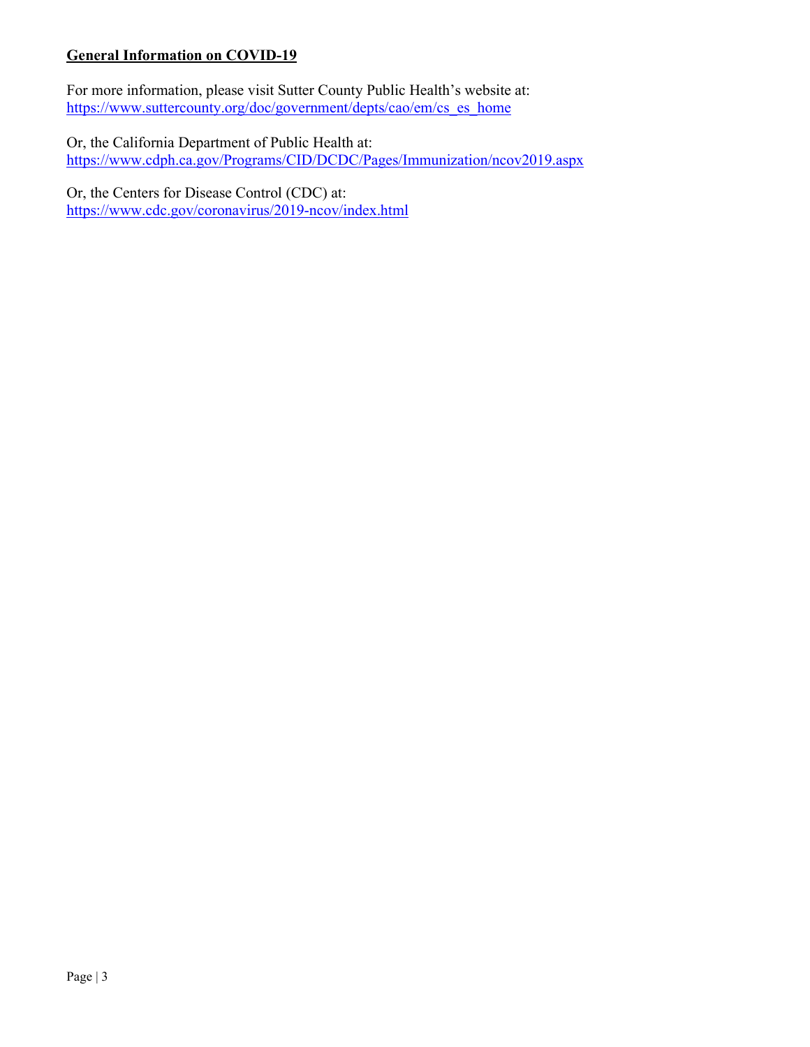**General Information on COVID-19**

For more information, please visit Sutter County Public Health's website at:
https://www.suttercounty.org/doc/government/depts/cao/em/cs_es_home

Or, the California Department of Public Health at:
https://www.cdph.ca.gov/Programs/CID/DCDC/Pages/Immunization/ncov2019.aspx

Or, the Centers for Disease Control (CDC) at:
https://www.cdc.gov/coronavirus/2019-ncov/index.html